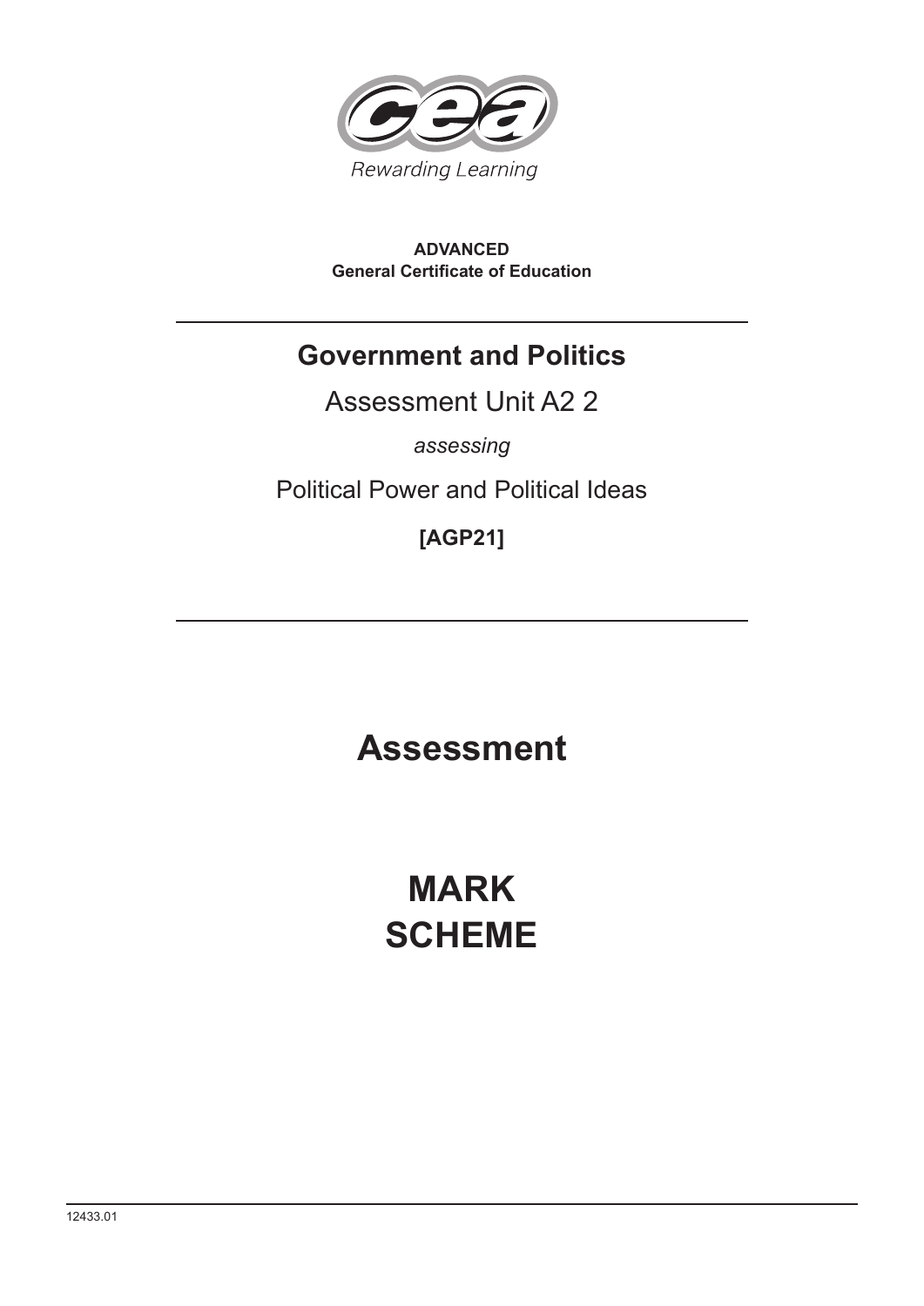Rewarding Learning

**ADVANCED**
**General Certificate of Education**

# Government and Politics

Assessment Unit A2 2

*assessing*

Political Power and Political Ideas

**[AGP21]**

# Assessment

# MARK SCHEME

12433.01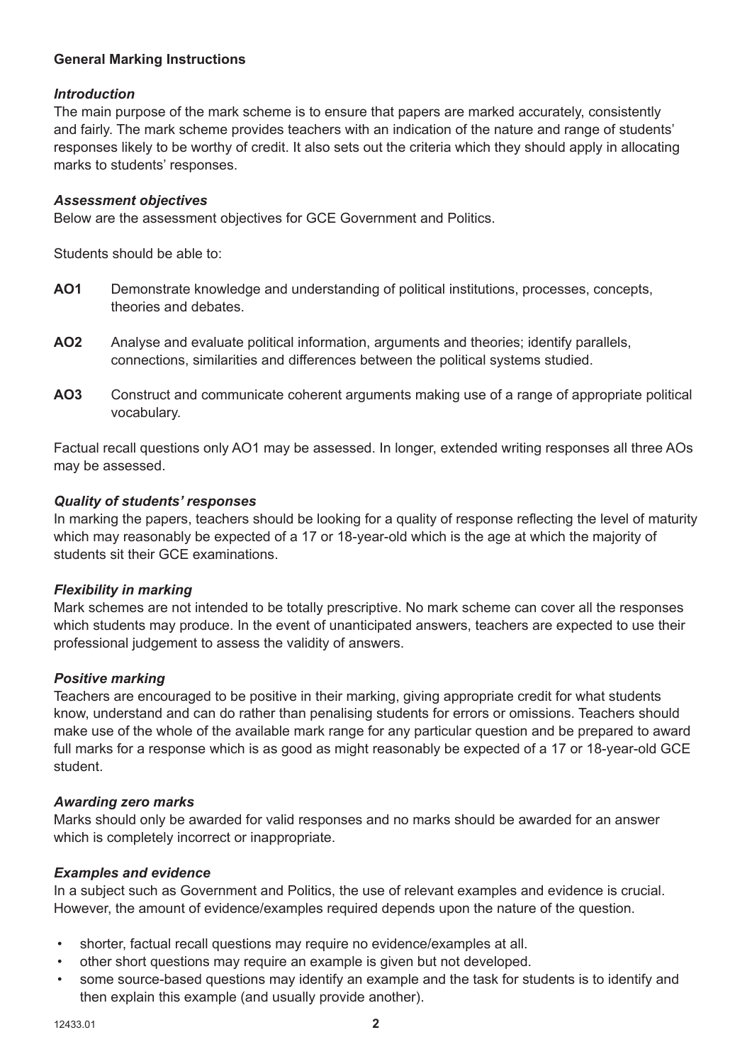**General Marking Instructions**

***Introduction***

The main purpose of the mark scheme is to ensure that papers are marked accurately, consistently and fairly. The mark scheme provides teachers with an indication of the nature and range of students' responses likely to be worthy of credit. It also sets out the criteria which they should apply in allocating marks to students' responses.

***Assessment objectives***

Below are the assessment objectives for GCE Government and Politics.

Students should be able to:

**AO1** Demonstrate knowledge and understanding of political institutions, processes, concepts, theories and debates.

**AO2** Analyse and evaluate political information, arguments and theories; identify parallels, connections, similarities and differences between the political systems studied.

**AO3** Construct and communicate coherent arguments making use of a range of appropriate political vocabulary.

Factual recall questions only AO1 may be assessed. In longer, extended writing responses all three AOs may be assessed.

***Quality of students' responses***

In marking the papers, teachers should be looking for a quality of response reflecting the level of maturity which may reasonably be expected of a 17 or 18-year-old which is the age at which the majority of students sit their GCE examinations.

***Flexibility in marking***

Mark schemes are not intended to be totally prescriptive. No mark scheme can cover all the responses which students may produce. In the event of unanticipated answers, teachers are expected to use their professional judgement to assess the validity of answers.

***Positive marking***

Teachers are encouraged to be positive in their marking, giving appropriate credit for what students know, understand and can do rather than penalising students for errors or omissions. Teachers should make use of the whole of the available mark range for any particular question and be prepared to award full marks for a response which is as good as might reasonably be expected of a 17 or 18-year-old GCE student.

***Awarding zero marks***

Marks should only be awarded for valid responses and no marks should be awarded for an answer which is completely incorrect or inappropriate.

***Examples and evidence***

In a subject such as Government and Politics, the use of relevant examples and evidence is crucial. However, the amount of evidence/examples required depends upon the nature of the question.

- shorter, factual recall questions may require no evidence/examples at all.
- other short questions may require an example is given but not developed.
- some source-based questions may identify an example and the task for students is to identify and then explain this example (and usually provide another).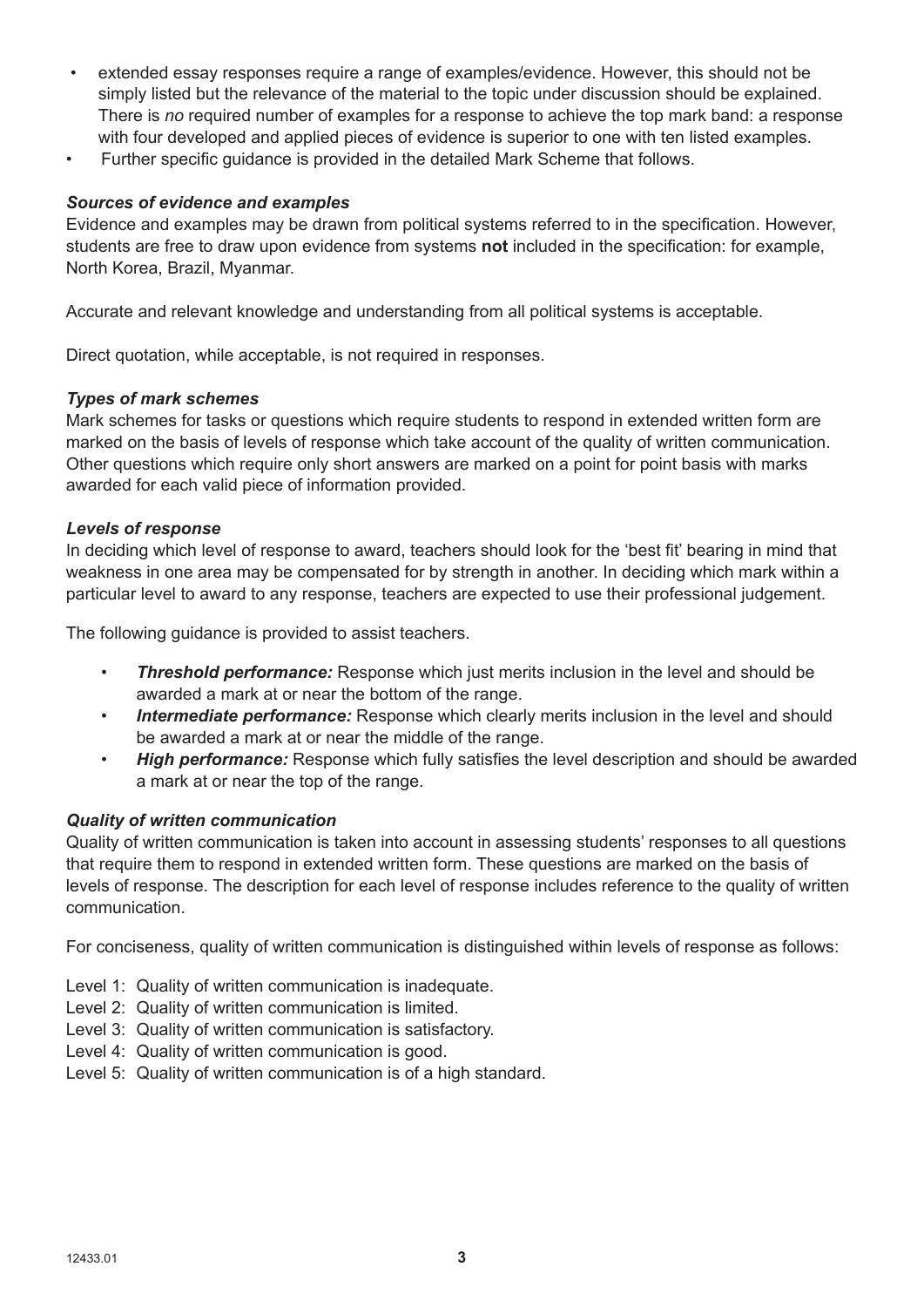- extended essay responses require a range of examples/evidence. However, this should not be simply listed but the relevance of the material to the topic under discussion should be explained. There is *no* required number of examples for a response to achieve the top mark band: a response with four developed and applied pieces of evidence is superior to one with ten listed examples.
- Further specific guidance is provided in the detailed Mark Scheme that follows.

***Sources of evidence and examples***

Evidence and examples may be drawn from political systems referred to in the specification. However, students are free to draw upon evidence from systems **not** included in the specification: for example, North Korea, Brazil, Myanmar.

Accurate and relevant knowledge and understanding from all political systems is acceptable.

Direct quotation, while acceptable, is not required in responses.

***Types of mark schemes***

Mark schemes for tasks or questions which require students to respond in extended written form are marked on the basis of levels of response which take account of the quality of written communication. Other questions which require only short answers are marked on a point for point basis with marks awarded for each valid piece of information provided.

***Levels of response***

In deciding which level of response to award, teachers should look for the 'best fit' bearing in mind that weakness in one area may be compensated for by strength in another. In deciding which mark within a particular level to award to any response, teachers are expected to use their professional judgement.

The following guidance is provided to assist teachers.

- ***Threshold performance:*** Response which just merits inclusion in the level and should be awarded a mark at or near the bottom of the range.
- ***Intermediate performance:*** Response which clearly merits inclusion in the level and should be awarded a mark at or near the middle of the range.
- ***High performance:*** Response which fully satisfies the level description and should be awarded a mark at or near the top of the range.

***Quality of written communication***

Quality of written communication is taken into account in assessing students' responses to all questions that require them to respond in extended written form. These questions are marked on the basis of levels of response. The description for each level of response includes reference to the quality of written communication.

For conciseness, quality of written communication is distinguished within levels of response as follows:

Level 1: Quality of written communication is inadequate.
Level 2: Quality of written communication is limited.
Level 3: Quality of written communication is satisfactory.
Level 4: Quality of written communication is good.
Level 5: Quality of written communication is of a high standard.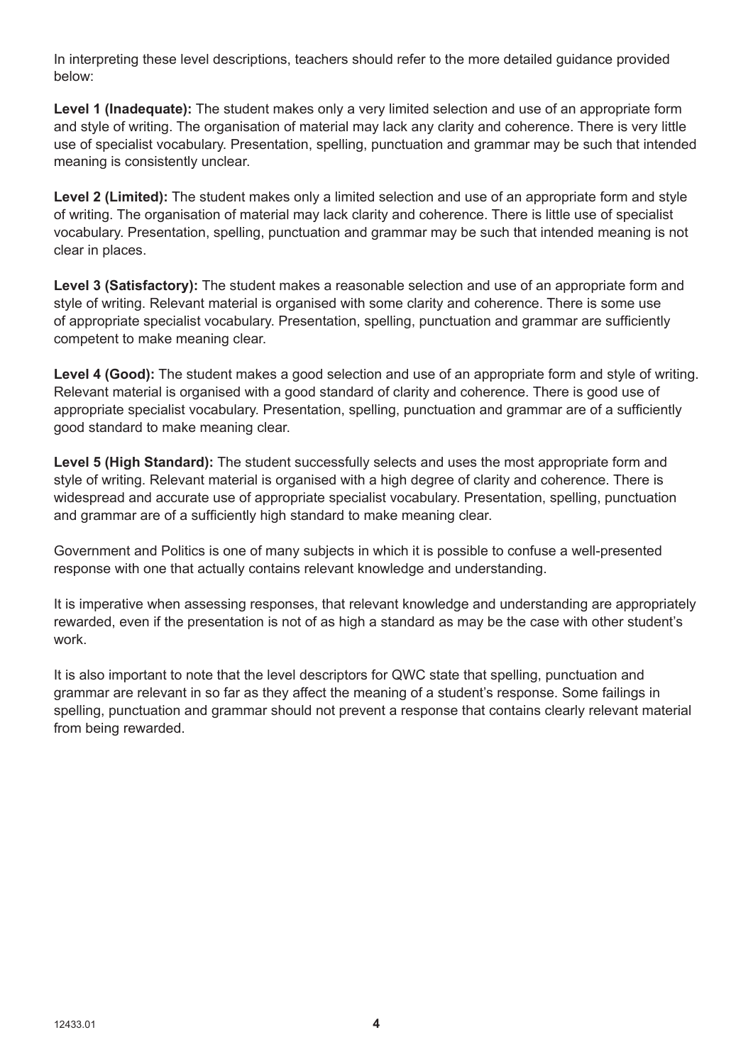In interpreting these level descriptions, teachers should refer to the more detailed guidance provided below:

**Level 1 (Inadequate):** The student makes only a very limited selection and use of an appropriate form and style of writing. The organisation of material may lack any clarity and coherence. There is very little use of specialist vocabulary. Presentation, spelling, punctuation and grammar may be such that intended meaning is consistently unclear.

**Level 2 (Limited):** The student makes only a limited selection and use of an appropriate form and style of writing. The organisation of material may lack clarity and coherence. There is little use of specialist vocabulary. Presentation, spelling, punctuation and grammar may be such that intended meaning is not clear in places.

**Level 3 (Satisfactory):** The student makes a reasonable selection and use of an appropriate form and style of writing. Relevant material is organised with some clarity and coherence. There is some use of appropriate specialist vocabulary. Presentation, spelling, punctuation and grammar are sufficiently competent to make meaning clear.

**Level 4 (Good):** The student makes a good selection and use of an appropriate form and style of writing. Relevant material is organised with a good standard of clarity and coherence. There is good use of appropriate specialist vocabulary. Presentation, spelling, punctuation and grammar are of a sufficiently good standard to make meaning clear.

**Level 5 (High Standard):** The student successfully selects and uses the most appropriate form and style of writing. Relevant material is organised with a high degree of clarity and coherence. There is widespread and accurate use of appropriate specialist vocabulary. Presentation, spelling, punctuation and grammar are of a sufficiently high standard to make meaning clear.

Government and Politics is one of many subjects in which it is possible to confuse a well-presented response with one that actually contains relevant knowledge and understanding.

It is imperative when assessing responses, that relevant knowledge and understanding are appropriately rewarded, even if the presentation is not of as high a standard as may be the case with other student's work.

It is also important to note that the level descriptors for QWC state that spelling, punctuation and grammar are relevant in so far as they affect the meaning of a student's response. Some failings in spelling, punctuation and grammar should not prevent a response that contains clearly relevant material from being rewarded.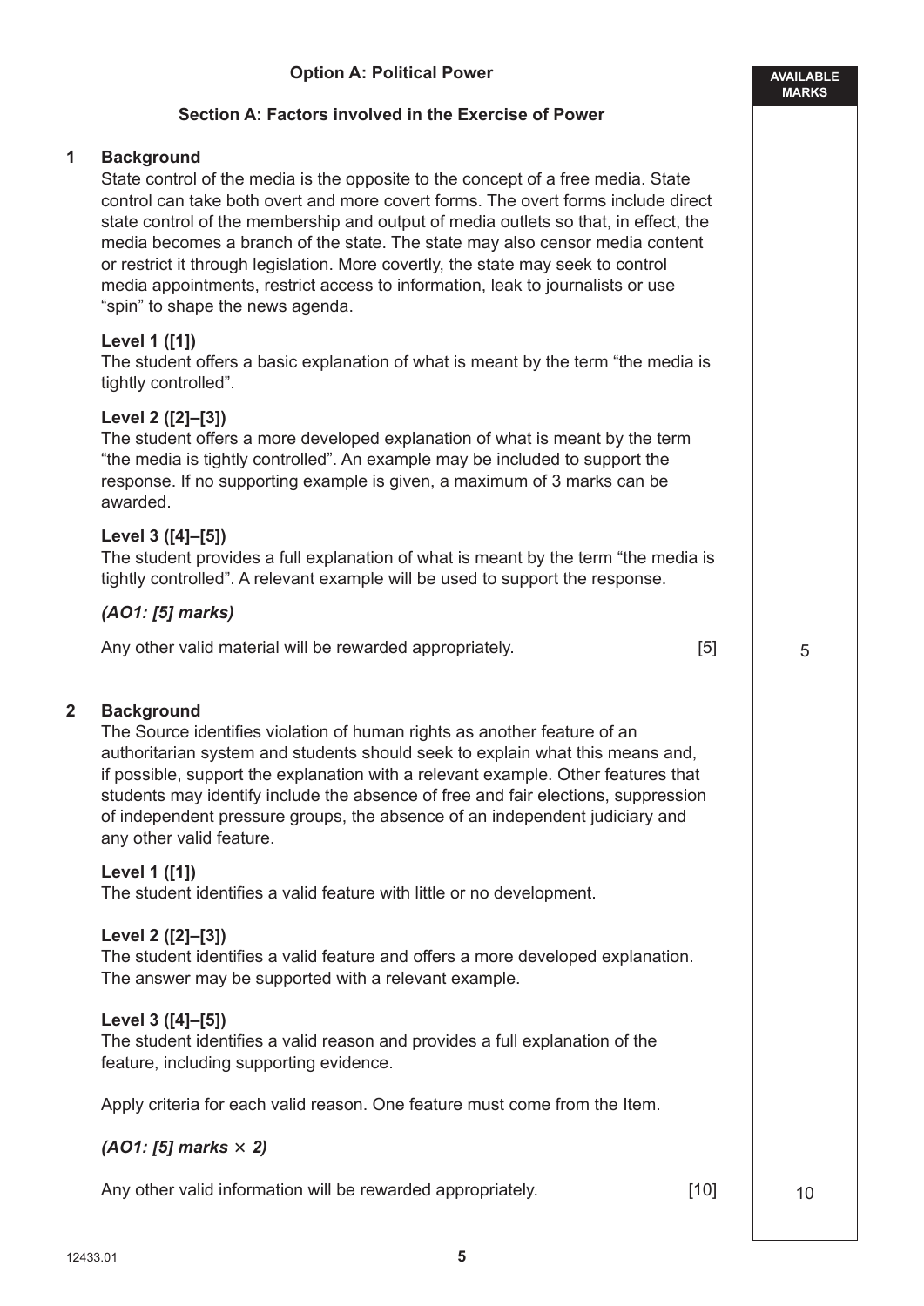## Option A: Political Power

### Section A: Factors involved in the Exercise of Power

**AVAILABLE MARKS**

**1 Background**

State control of the media is the opposite to the concept of a free media. State control can take both overt and more covert forms. The overt forms include direct state control of the membership and output of media outlets so that, in effect, the media becomes a branch of the state. The state may also censor media content or restrict it through legislation. More covertly, the state may seek to control media appointments, restrict access to information, leak to journalists or use "spin" to shape the news agenda.

**Level 1 ([1])**
The student offers a basic explanation of what is meant by the term "the media is tightly controlled".

**Level 2 ([2]–[3])**
The student offers a more developed explanation of what is meant by the term "the media is tightly controlled". An example may be included to support the response. If no supporting example is given, a maximum of 3 marks can be awarded.

**Level 3 ([4]–[5])**
The student provides a full explanation of what is meant by the term "the media is tightly controlled". A relevant example will be used to support the response.

***(AO1: [5] marks)***

Any other valid material will be rewarded appropriately. [5] — 5

**2 Background**

The Source identifies violation of human rights as another feature of an authoritarian system and students should seek to explain what this means and, if possible, support the explanation with a relevant example. Other features that students may identify include the absence of free and fair elections, suppression of independent pressure groups, the absence of an independent judiciary and any other valid feature.

**Level 1 ([1])**
The student identifies a valid feature with little or no development.

**Level 2 ([2]–[3])**
The student identifies a valid feature and offers a more developed explanation. The answer may be supported with a relevant example.

**Level 3 ([4]–[5])**
The student identifies a valid reason and provides a full explanation of the feature, including supporting evidence.

Apply criteria for each valid reason. One feature must come from the Item.

***(AO1: [5] marks × 2)***

Any other valid information will be rewarded appropriately. [10] — 10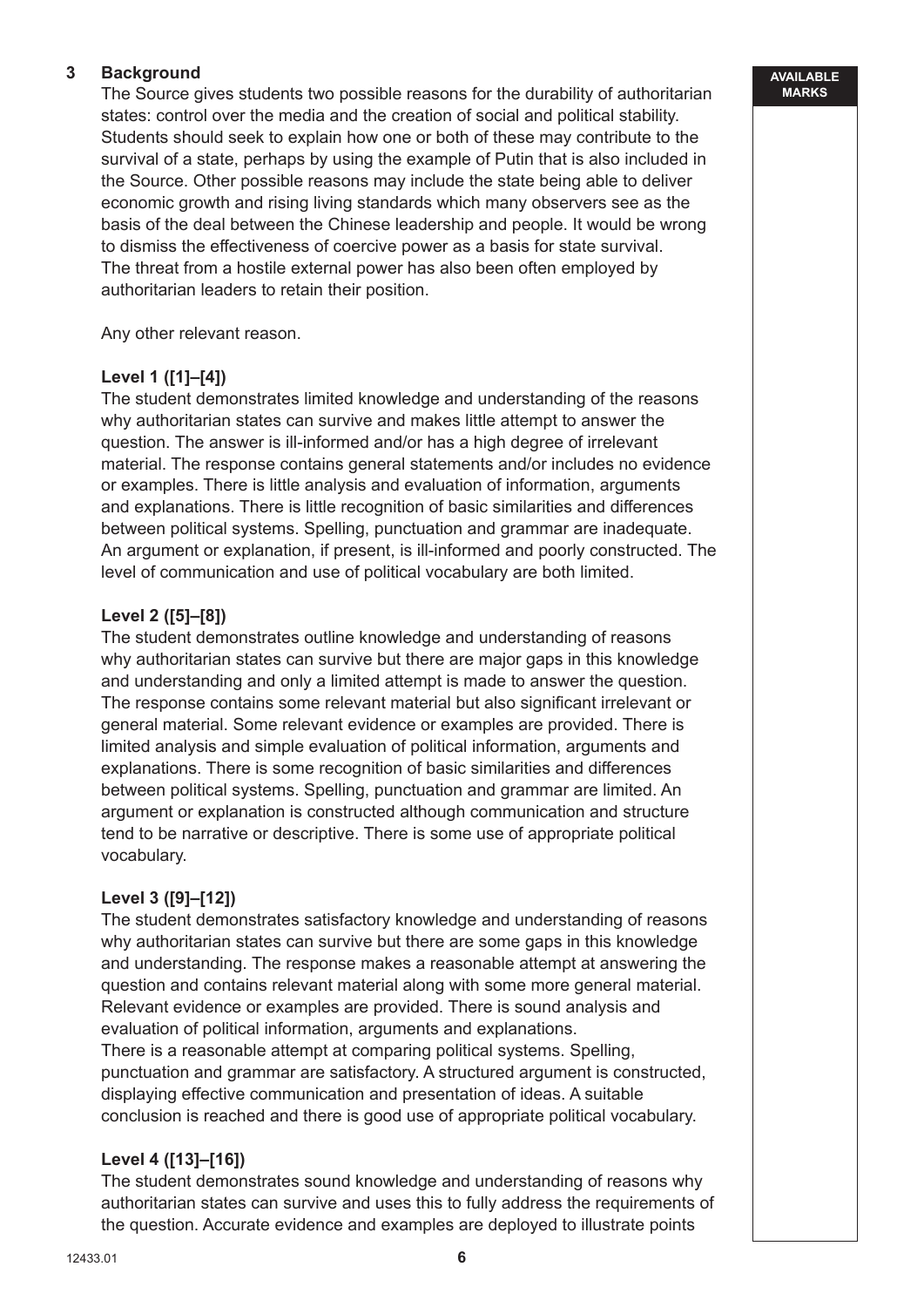**3 Background**

The Source gives students two possible reasons for the durability of authoritarian states: control over the media and the creation of social and political stability. Students should seek to explain how one or both of these may contribute to the survival of a state, perhaps by using the example of Putin that is also included in the Source. Other possible reasons may include the state being able to deliver economic growth and rising living standards which many observers see as the basis of the deal between the Chinese leadership and people. It would be wrong to dismiss the effectiveness of coercive power as a basis for state survival. The threat from a hostile external power has also been often employed by authoritarian leaders to retain their position.

Any other relevant reason.

**Level 1 ([1]–[4])**

The student demonstrates limited knowledge and understanding of the reasons why authoritarian states can survive and makes little attempt to answer the question. The answer is ill-informed and/or has a high degree of irrelevant material. The response contains general statements and/or includes no evidence or examples. There is little analysis and evaluation of information, arguments and explanations. There is little recognition of basic similarities and differences between political systems. Spelling, punctuation and grammar are inadequate. An argument or explanation, if present, is ill-informed and poorly constructed. The level of communication and use of political vocabulary are both limited.

**Level 2 ([5]–[8])**

The student demonstrates outline knowledge and understanding of reasons why authoritarian states can survive but there are major gaps in this knowledge and understanding and only a limited attempt is made to answer the question. The response contains some relevant material but also significant irrelevant or general material. Some relevant evidence or examples are provided. There is limited analysis and simple evaluation of political information, arguments and explanations. There is some recognition of basic similarities and differences between political systems. Spelling, punctuation and grammar are limited. An argument or explanation is constructed although communication and structure tend to be narrative or descriptive. There is some use of appropriate political vocabulary.

**Level 3 ([9]–[12])**

The student demonstrates satisfactory knowledge and understanding of reasons why authoritarian states can survive but there are some gaps in this knowledge and understanding. The response makes a reasonable attempt at answering the question and contains relevant material along with some more general material. Relevant evidence or examples are provided. There is sound analysis and evaluation of political information, arguments and explanations.
There is a reasonable attempt at comparing political systems. Spelling, punctuation and grammar are satisfactory. A structured argument is constructed, displaying effective communication and presentation of ideas. A suitable conclusion is reached and there is good use of appropriate political vocabulary.

**Level 4 ([13]–[16])**

The student demonstrates sound knowledge and understanding of reasons why authoritarian states can survive and uses this to fully address the requirements of the question. Accurate evidence and examples are deployed to illustrate points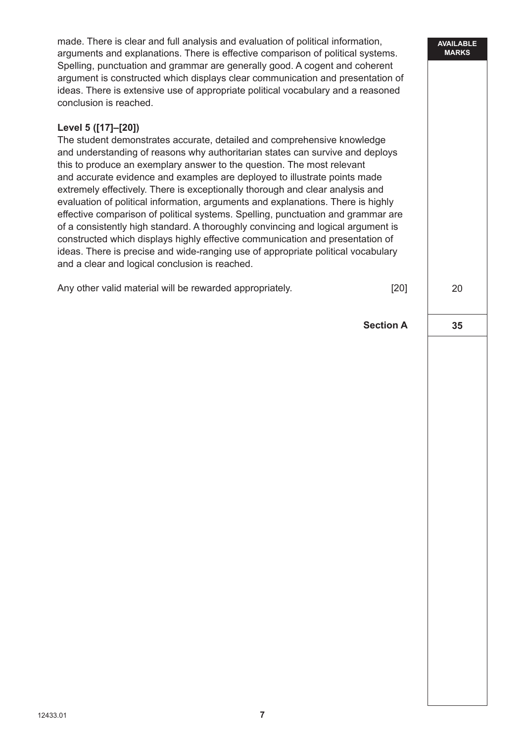made. There is clear and full analysis and evaluation of political information, arguments and explanations. There is effective comparison of political systems. Spelling, punctuation and grammar are generally good. A cogent and coherent argument is constructed which displays clear communication and presentation of ideas. There is extensive use of appropriate political vocabulary and a reasoned conclusion is reached.

**Level 5 ([17]–[20])**

The student demonstrates accurate, detailed and comprehensive knowledge and understanding of reasons why authoritarian states can survive and deploys this to produce an exemplary answer to the question. The most relevant and accurate evidence and examples are deployed to illustrate points made extremely effectively. There is exceptionally thorough and clear analysis and evaluation of political information, arguments and explanations. There is highly effective comparison of political systems. Spelling, punctuation and grammar are of a consistently high standard. A thoroughly convincing and logical argument is constructed which displays highly effective communication and presentation of ideas. There is precise and wide-ranging use of appropriate political vocabulary and a clear and logical conclusion is reached.

Any other valid material will be rewarded appropriately. [20]

| | AVAILABLE MARKS |
|---|---|
| | 20 |
| **Section A** | **35** |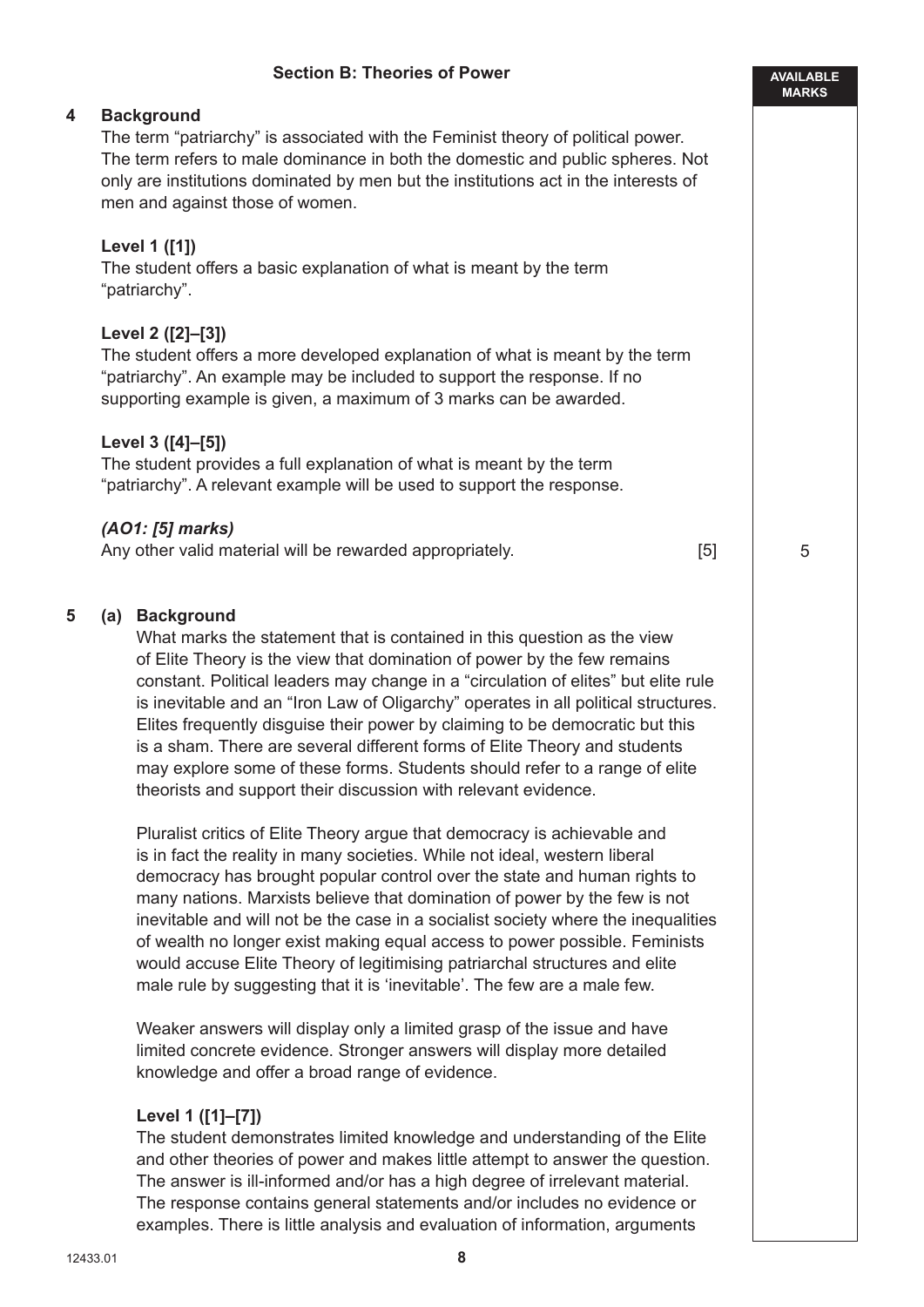## Section B: Theories of Power

**4 Background**

The term "patriarchy" is associated with the Feminist theory of political power. The term refers to male dominance in both the domestic and public spheres. Not only are institutions dominated by men but the institutions act in the interests of men and against those of women.

**Level 1 ([1])**
The student offers a basic explanation of what is meant by the term "patriarchy".

**Level 2 ([2]–[3])**
The student offers a more developed explanation of what is meant by the term "patriarchy". An example may be included to support the response. If no supporting example is given, a maximum of 3 marks can be awarded.

**Level 3 ([4]–[5])**
The student provides a full explanation of what is meant by the term "patriarchy". A relevant example will be used to support the response.

***(AO1: [5] marks)***
Any other valid material will be rewarded appropriately. [5]

AVAILABLE MARKS: 5

**5 (a) Background**

What marks the statement that is contained in this question as the view of Elite Theory is the view that domination of power by the few remains constant. Political leaders may change in a "circulation of elites" but elite rule is inevitable and an "Iron Law of Oligarchy" operates in all political structures. Elites frequently disguise their power by claiming to be democratic but this is a sham. There are several different forms of Elite Theory and students may explore some of these forms. Students should refer to a range of elite theorists and support their discussion with relevant evidence.

Pluralist critics of Elite Theory argue that democracy is achievable and is in fact the reality in many societies. While not ideal, western liberal democracy has brought popular control over the state and human rights to many nations. Marxists believe that domination of power by the few is not inevitable and will not be the case in a socialist society where the inequalities of wealth no longer exist making equal access to power possible. Feminists would accuse Elite Theory of legitimising patriarchal structures and elite male rule by suggesting that it is 'inevitable'. The few are a male few.

Weaker answers will display only a limited grasp of the issue and have limited concrete evidence. Stronger answers will display more detailed knowledge and offer a broad range of evidence.

**Level 1 ([1]–[7])**
The student demonstrates limited knowledge and understanding of the Elite and other theories of power and makes little attempt to answer the question. The answer is ill-informed and/or has a high degree of irrelevant material. The response contains general statements and/or includes no evidence or examples. There is little analysis and evaluation of information, arguments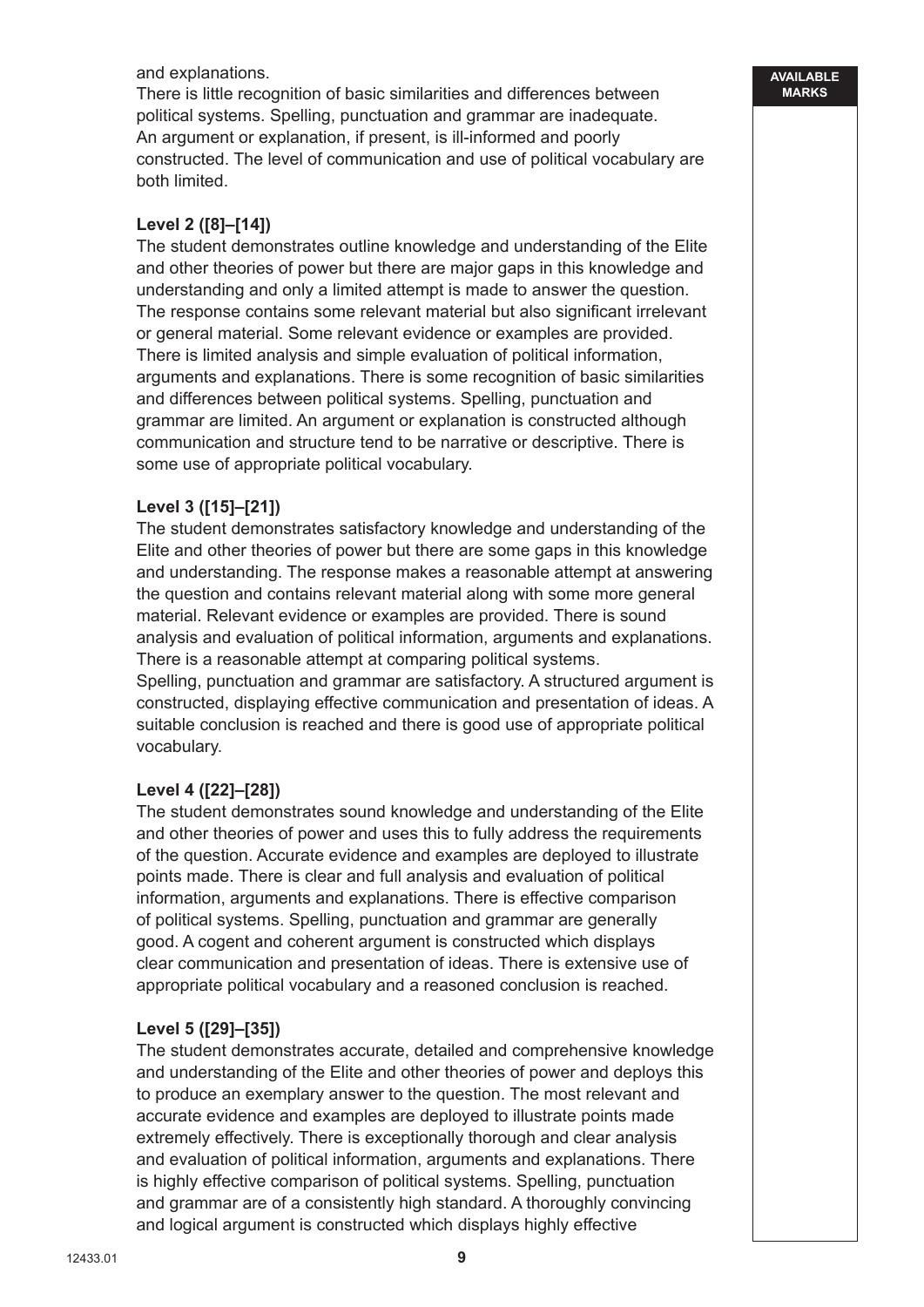and explanations.
There is little recognition of basic similarities and differences between political systems. Spelling, punctuation and grammar are inadequate. An argument or explanation, if present, is ill-informed and poorly constructed. The level of communication and use of political vocabulary are both limited.

**Level 2 ([8]–[14])**
The student demonstrates outline knowledge and understanding of the Elite and other theories of power but there are major gaps in this knowledge and understanding and only a limited attempt is made to answer the question. The response contains some relevant material but also significant irrelevant or general material. Some relevant evidence or examples are provided. There is limited analysis and simple evaluation of political information, arguments and explanations. There is some recognition of basic similarities and differences between political systems. Spelling, punctuation and grammar are limited. An argument or explanation is constructed although communication and structure tend to be narrative or descriptive. There is some use of appropriate political vocabulary.

**Level 3 ([15]–[21])**
The student demonstrates satisfactory knowledge and understanding of the Elite and other theories of power but there are some gaps in this knowledge and understanding. The response makes a reasonable attempt at answering the question and contains relevant material along with some more general material. Relevant evidence or examples are provided. There is sound analysis and evaluation of political information, arguments and explanations. There is a reasonable attempt at comparing political systems.
Spelling, punctuation and grammar are satisfactory. A structured argument is constructed, displaying effective communication and presentation of ideas. A suitable conclusion is reached and there is good use of appropriate political vocabulary.

**Level 4 ([22]–[28])**
The student demonstrates sound knowledge and understanding of the Elite and other theories of power and uses this to fully address the requirements of the question. Accurate evidence and examples are deployed to illustrate points made. There is clear and full analysis and evaluation of political information, arguments and explanations. There is effective comparison of political systems. Spelling, punctuation and grammar are generally good. A cogent and coherent argument is constructed which displays clear communication and presentation of ideas. There is extensive use of appropriate political vocabulary and a reasoned conclusion is reached.

**Level 5 ([29]–[35])**
The student demonstrates accurate, detailed and comprehensive knowledge and understanding of the Elite and other theories of power and deploys this to produce an exemplary answer to the question. The most relevant and accurate evidence and examples are deployed to illustrate points made extremely effectively. There is exceptionally thorough and clear analysis and evaluation of political information, arguments and explanations. There is highly effective comparison of political systems. Spelling, punctuation and grammar are of a consistently high standard. A thoroughly convincing and logical argument is constructed which displays highly effective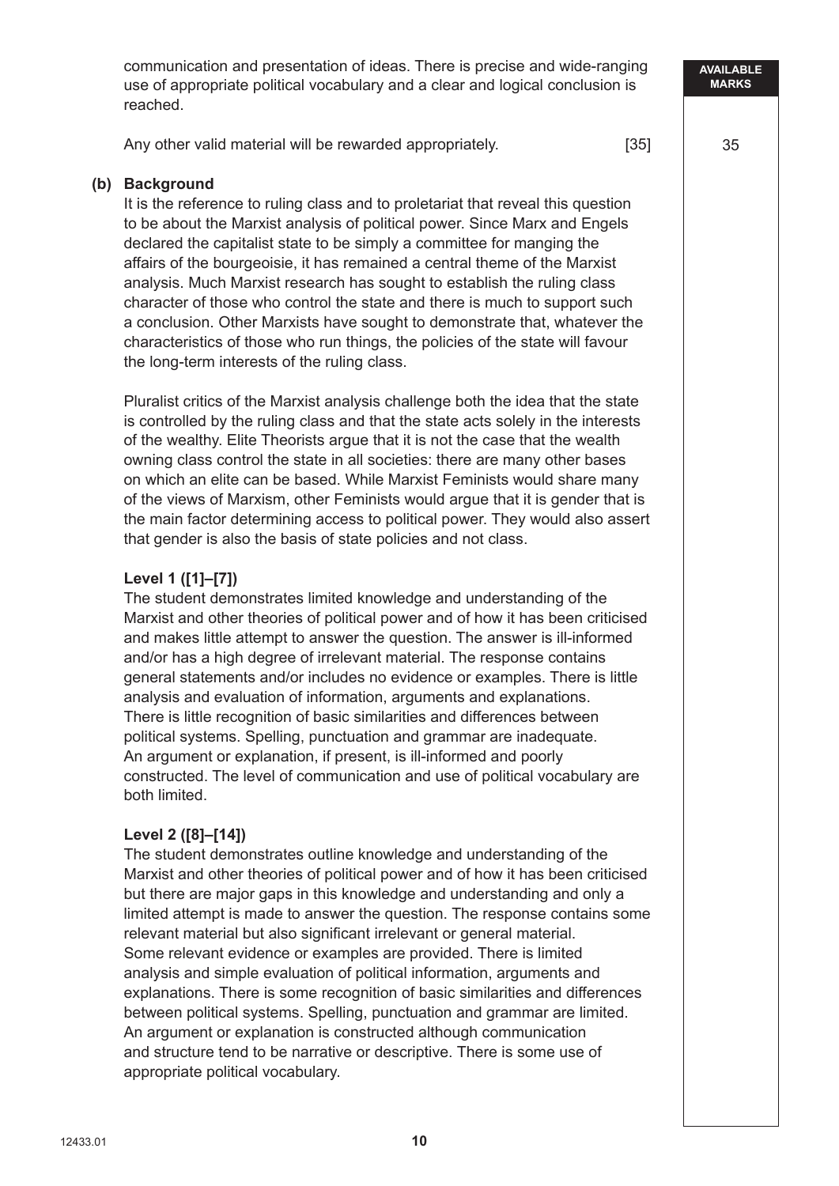communication and presentation of ideas. There is precise and wide-ranging use of appropriate political vocabulary and a clear and logical conclusion is reached.

Any other valid material will be rewarded appropriately. [35]

AVAILABLE MARKS: 35

**(b) Background**

It is the reference to ruling class and to proletariat that reveal this question to be about the Marxist analysis of political power. Since Marx and Engels declared the capitalist state to be simply a committee for manging the affairs of the bourgeoisie, it has remained a central theme of the Marxist analysis. Much Marxist research has sought to establish the ruling class character of those who control the state and there is much to support such a conclusion. Other Marxists have sought to demonstrate that, whatever the characteristics of those who run things, the policies of the state will favour the long-term interests of the ruling class.

Pluralist critics of the Marxist analysis challenge both the idea that the state is controlled by the ruling class and that the state acts solely in the interests of the wealthy. Elite Theorists argue that it is not the case that the wealth owning class control the state in all societies: there are many other bases on which an elite can be based. While Marxist Feminists would share many of the views of Marxism, other Feminists would argue that it is gender that is the main factor determining access to political power. They would also assert that gender is also the basis of state policies and not class.

**Level 1 ([1]–[7])**

The student demonstrates limited knowledge and understanding of the Marxist and other theories of political power and of how it has been criticised and makes little attempt to answer the question. The answer is ill-informed and/or has a high degree of irrelevant material. The response contains general statements and/or includes no evidence or examples. There is little analysis and evaluation of information, arguments and explanations. There is little recognition of basic similarities and differences between political systems. Spelling, punctuation and grammar are inadequate. An argument or explanation, if present, is ill-informed and poorly constructed. The level of communication and use of political vocabulary are both limited.

**Level 2 ([8]–[14])**

The student demonstrates outline knowledge and understanding of the Marxist and other theories of political power and of how it has been criticised but there are major gaps in this knowledge and understanding and only a limited attempt is made to answer the question. The response contains some relevant material but also significant irrelevant or general material. Some relevant evidence or examples are provided. There is limited analysis and simple evaluation of political information, arguments and explanations. There is some recognition of basic similarities and differences between political systems. Spelling, punctuation and grammar are limited. An argument or explanation is constructed although communication and structure tend to be narrative or descriptive. There is some use of appropriate political vocabulary.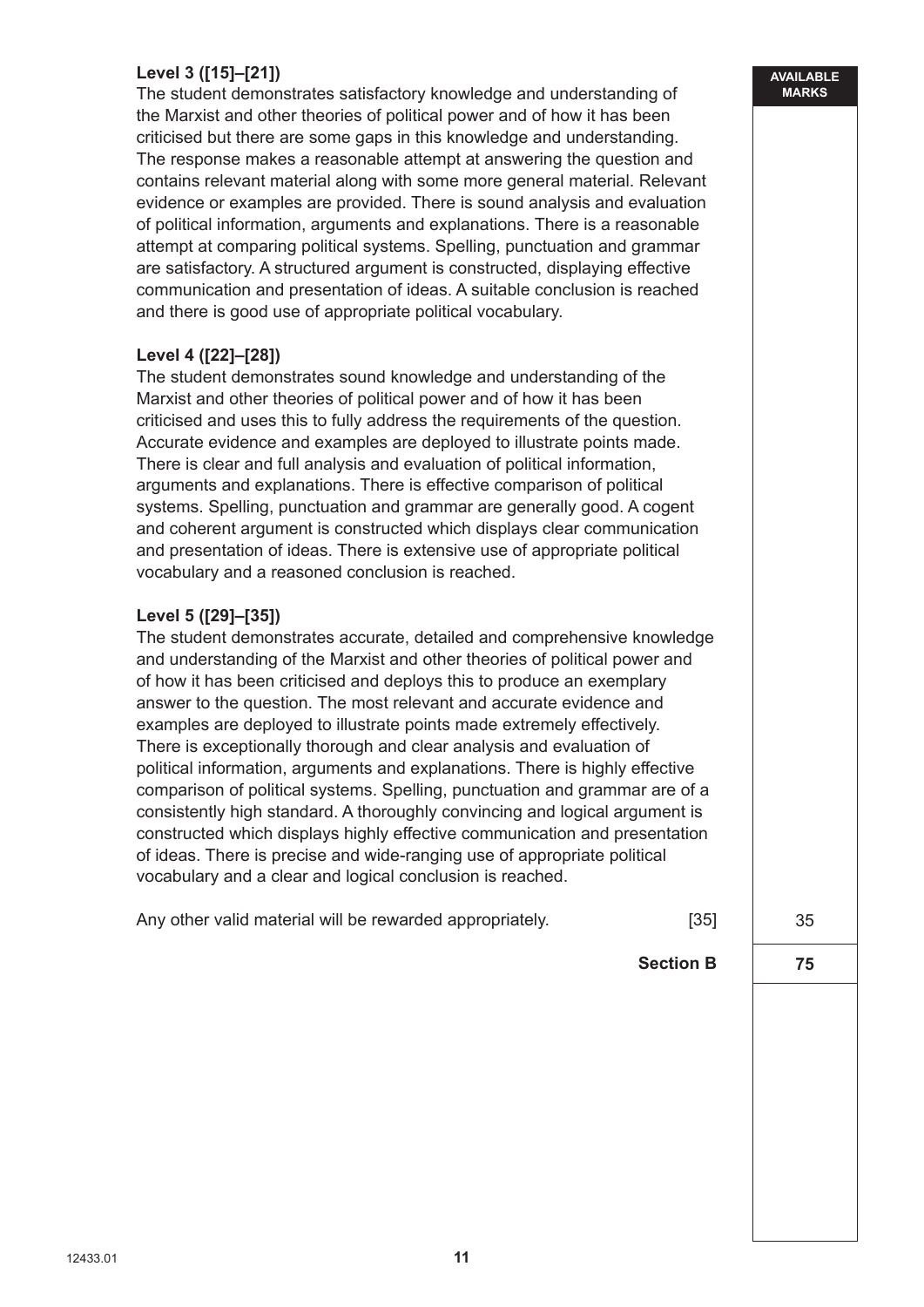**Level 3 ([15]–[21])**
The student demonstrates satisfactory knowledge and understanding of the Marxist and other theories of political power and of how it has been criticised but there are some gaps in this knowledge and understanding. The response makes a reasonable attempt at answering the question and contains relevant material along with some more general material. Relevant evidence or examples are provided. There is sound analysis and evaluation of political information, arguments and explanations. There is a reasonable attempt at comparing political systems. Spelling, punctuation and grammar are satisfactory. A structured argument is constructed, displaying effective communication and presentation of ideas. A suitable conclusion is reached and there is good use of appropriate political vocabulary.

**Level 4 ([22]–[28])**
The student demonstrates sound knowledge and understanding of the Marxist and other theories of political power and of how it has been criticised and uses this to fully address the requirements of the question. Accurate evidence and examples are deployed to illustrate points made. There is clear and full analysis and evaluation of political information, arguments and explanations. There is effective comparison of political systems. Spelling, punctuation and grammar are generally good. A cogent and coherent argument is constructed which displays clear communication and presentation of ideas. There is extensive use of appropriate political vocabulary and a reasoned conclusion is reached.

**Level 5 ([29]–[35])**
The student demonstrates accurate, detailed and comprehensive knowledge and understanding of the Marxist and other theories of political power and of how it has been criticised and deploys this to produce an exemplary answer to the question. The most relevant and accurate evidence and examples are deployed to illustrate points made extremely effectively. There is exceptionally thorough and clear analysis and evaluation of political information, arguments and explanations. There is highly effective comparison of political systems. Spelling, punctuation and grammar are of a consistently high standard. A thoroughly convincing and logical argument is constructed which displays highly effective communication and presentation of ideas. There is precise and wide-ranging use of appropriate political vocabulary and a clear and logical conclusion is reached.

Any other valid material will be rewarded appropriately. [35] — AVAILABLE MARKS: 35

**Section B** — 75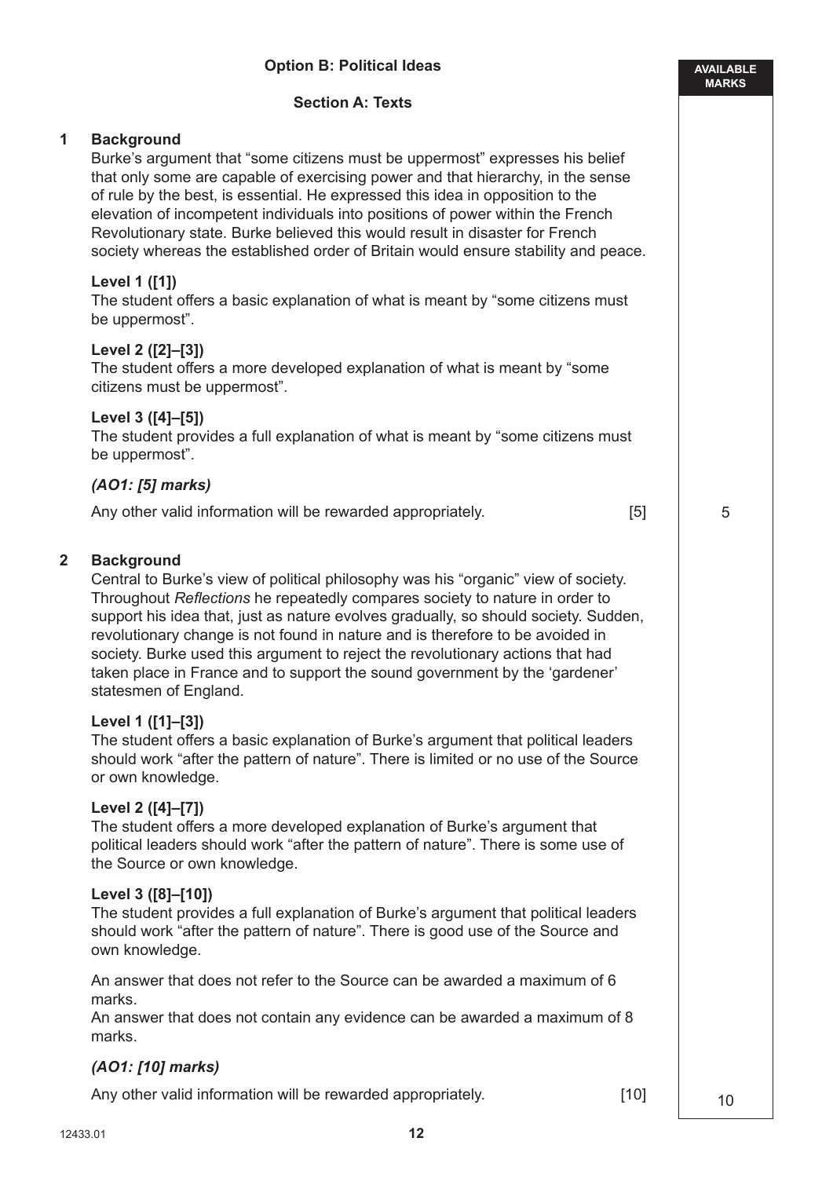## Option B: Political Ideas

### Section A: Texts

**1 Background**

Burke's argument that "some citizens must be uppermost" expresses his belief that only some are capable of exercising power and that hierarchy, in the sense of rule by the best, is essential. He expressed this idea in opposition to the elevation of incompetent individuals into positions of power within the French Revolutionary state. Burke believed this would result in disaster for French society whereas the established order of Britain would ensure stability and peace.

**Level 1 ([1])**
The student offers a basic explanation of what is meant by "some citizens must be uppermost".

**Level 2 ([2]–[3])**
The student offers a more developed explanation of what is meant by "some citizens must be uppermost".

**Level 3 ([4]–[5])**
The student provides a full explanation of what is meant by "some citizens must be uppermost".

***(AO1: [5] marks)***

Any other valid information will be rewarded appropriately. [5]

AVAILABLE MARKS: 5

**2 Background**

Central to Burke's view of political philosophy was his "organic" view of society. Throughout *Reflections* he repeatedly compares society to nature in order to support his idea that, just as nature evolves gradually, so should society. Sudden, revolutionary change is not found in nature and is therefore to be avoided in society. Burke used this argument to reject the revolutionary actions that had taken place in France and to support the sound government by the 'gardener' statesmen of England.

**Level 1 ([1]–[3])**
The student offers a basic explanation of Burke's argument that political leaders should work "after the pattern of nature". There is limited or no use of the Source or own knowledge.

**Level 2 ([4]–[7])**
The student offers a more developed explanation of Burke's argument that political leaders should work "after the pattern of nature". There is some use of the Source or own knowledge.

**Level 3 ([8]–[10])**
The student provides a full explanation of Burke's argument that political leaders should work "after the pattern of nature". There is good use of the Source and own knowledge.

An answer that does not refer to the Source can be awarded a maximum of 6 marks.
An answer that does not contain any evidence can be awarded a maximum of 8 marks.

***(AO1: [10] marks)***

Any other valid information will be rewarded appropriately. [10]

AVAILABLE MARKS: 10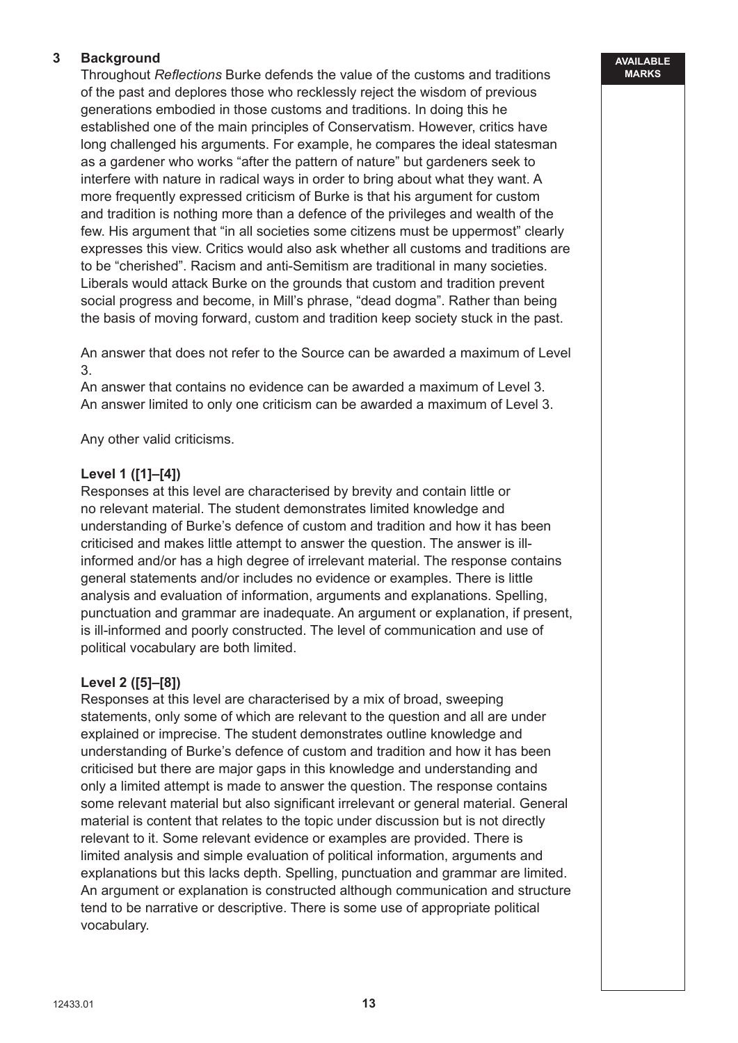**3 Background**

Throughout *Reflections* Burke defends the value of the customs and traditions of the past and deplores those who recklessly reject the wisdom of previous generations embodied in those customs and traditions. In doing this he established one of the main principles of Conservatism. However, critics have long challenged his arguments. For example, he compares the ideal statesman as a gardener who works "after the pattern of nature" but gardeners seek to interfere with nature in radical ways in order to bring about what they want. A more frequently expressed criticism of Burke is that his argument for custom and tradition is nothing more than a defence of the privileges and wealth of the few. His argument that "in all societies some citizens must be uppermost" clearly expresses this view. Critics would also ask whether all customs and traditions are to be "cherished". Racism and anti-Semitism are traditional in many societies. Liberals would attack Burke on the grounds that custom and tradition prevent social progress and become, in Mill's phrase, "dead dogma". Rather than being the basis of moving forward, custom and tradition keep society stuck in the past.

An answer that does not refer to the Source can be awarded a maximum of Level 3.
An answer that contains no evidence can be awarded a maximum of Level 3.
An answer limited to only one criticism can be awarded a maximum of Level 3.

Any other valid criticisms.

**Level 1 ([1]–[4])**

Responses at this level are characterised by brevity and contain little or no relevant material. The student demonstrates limited knowledge and understanding of Burke's defence of custom and tradition and how it has been criticised and makes little attempt to answer the question. The answer is ill-informed and/or has a high degree of irrelevant material. The response contains general statements and/or includes no evidence or examples. There is little analysis and evaluation of information, arguments and explanations. Spelling, punctuation and grammar are inadequate. An argument or explanation, if present, is ill-informed and poorly constructed. The level of communication and use of political vocabulary are both limited.

**Level 2 ([5]–[8])**

Responses at this level are characterised by a mix of broad, sweeping statements, only some of which are relevant to the question and all are under explained or imprecise. The student demonstrates outline knowledge and understanding of Burke's defence of custom and tradition and how it has been criticised but there are major gaps in this knowledge and understanding and only a limited attempt is made to answer the question. The response contains some relevant material but also significant irrelevant or general material. General material is content that relates to the topic under discussion but is not directly relevant to it. Some relevant evidence or examples are provided. There is limited analysis and simple evaluation of political information, arguments and explanations but this lacks depth. Spelling, punctuation and grammar are limited. An argument or explanation is constructed although communication and structure tend to be narrative or descriptive. There is some use of appropriate political vocabulary.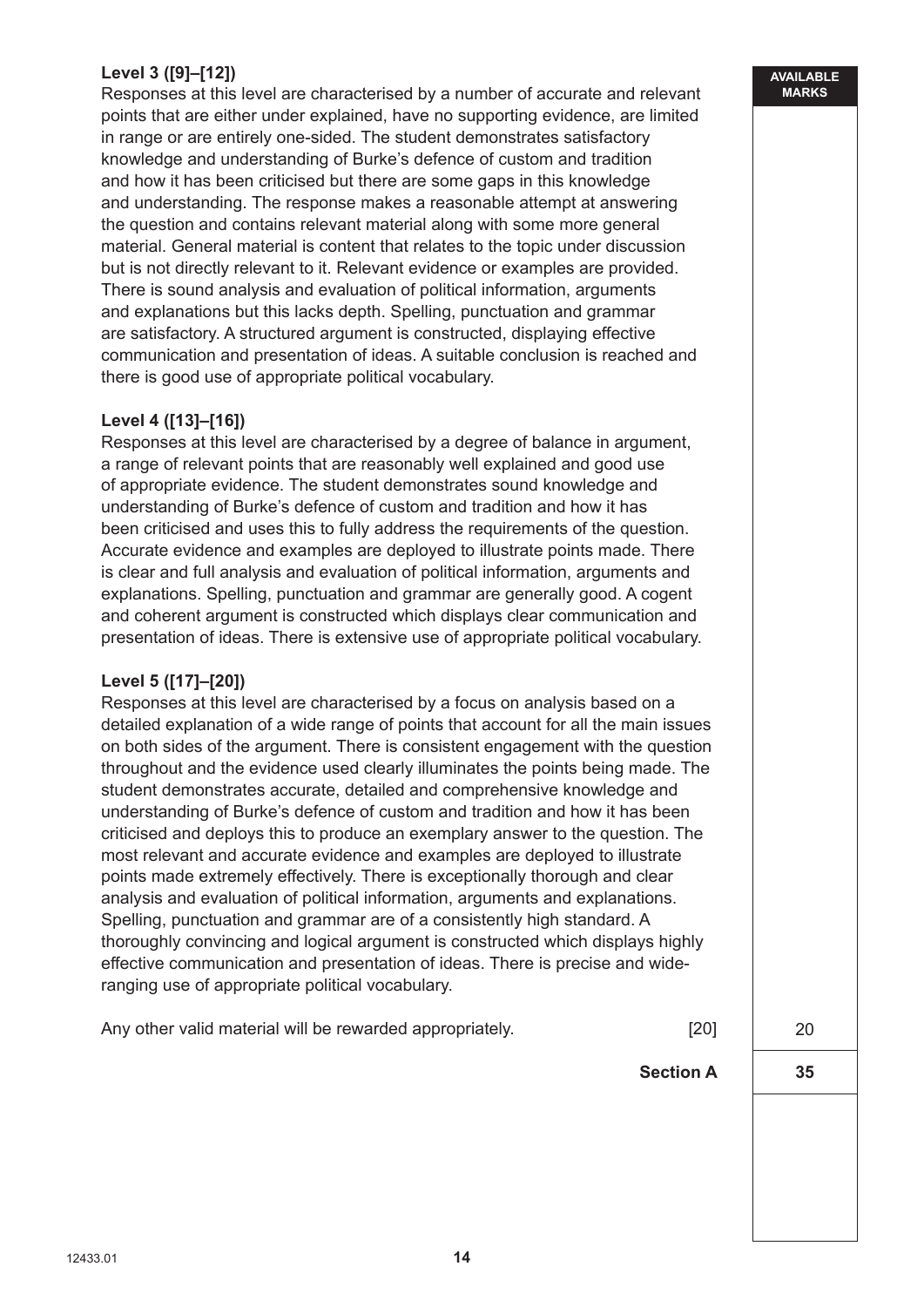**Level 3 ([9]–[12])**
Responses at this level are characterised by a number of accurate and relevant points that are either under explained, have no supporting evidence, are limited in range or are entirely one-sided. The student demonstrates satisfactory knowledge and understanding of Burke's defence of custom and tradition and how it has been criticised but there are some gaps in this knowledge and understanding. The response makes a reasonable attempt at answering the question and contains relevant material along with some more general material. General material is content that relates to the topic under discussion but is not directly relevant to it. Relevant evidence or examples are provided. There is sound analysis and evaluation of political information, arguments and explanations but this lacks depth. Spelling, punctuation and grammar are satisfactory. A structured argument is constructed, displaying effective communication and presentation of ideas. A suitable conclusion is reached and there is good use of appropriate political vocabulary.

**Level 4 ([13]–[16])**
Responses at this level are characterised by a degree of balance in argument, a range of relevant points that are reasonably well explained and good use of appropriate evidence. The student demonstrates sound knowledge and understanding of Burke's defence of custom and tradition and how it has been criticised and uses this to fully address the requirements of the question. Accurate evidence and examples are deployed to illustrate points made. There is clear and full analysis and evaluation of political information, arguments and explanations. Spelling, punctuation and grammar are generally good. A cogent and coherent argument is constructed which displays clear communication and presentation of ideas. There is extensive use of appropriate political vocabulary.

**Level 5 ([17]–[20])**
Responses at this level are characterised by a focus on analysis based on a detailed explanation of a wide range of points that account for all the main issues on both sides of the argument. There is consistent engagement with the question throughout and the evidence used clearly illuminates the points being made. The student demonstrates accurate, detailed and comprehensive knowledge and understanding of Burke's defence of custom and tradition and how it has been criticised and deploys this to produce an exemplary answer to the question. The most relevant and accurate evidence and examples are deployed to illustrate points made extremely effectively. There is exceptionally thorough and clear analysis and evaluation of political information, arguments and explanations. Spelling, punctuation and grammar are of a consistently high standard. A thoroughly convincing and logical argument is constructed which displays highly effective communication and presentation of ideas. There is precise and wide-ranging use of appropriate political vocabulary.

Any other valid material will be rewarded appropriately. [20] — AVAILABLE MARKS: 20

**Section A** — 35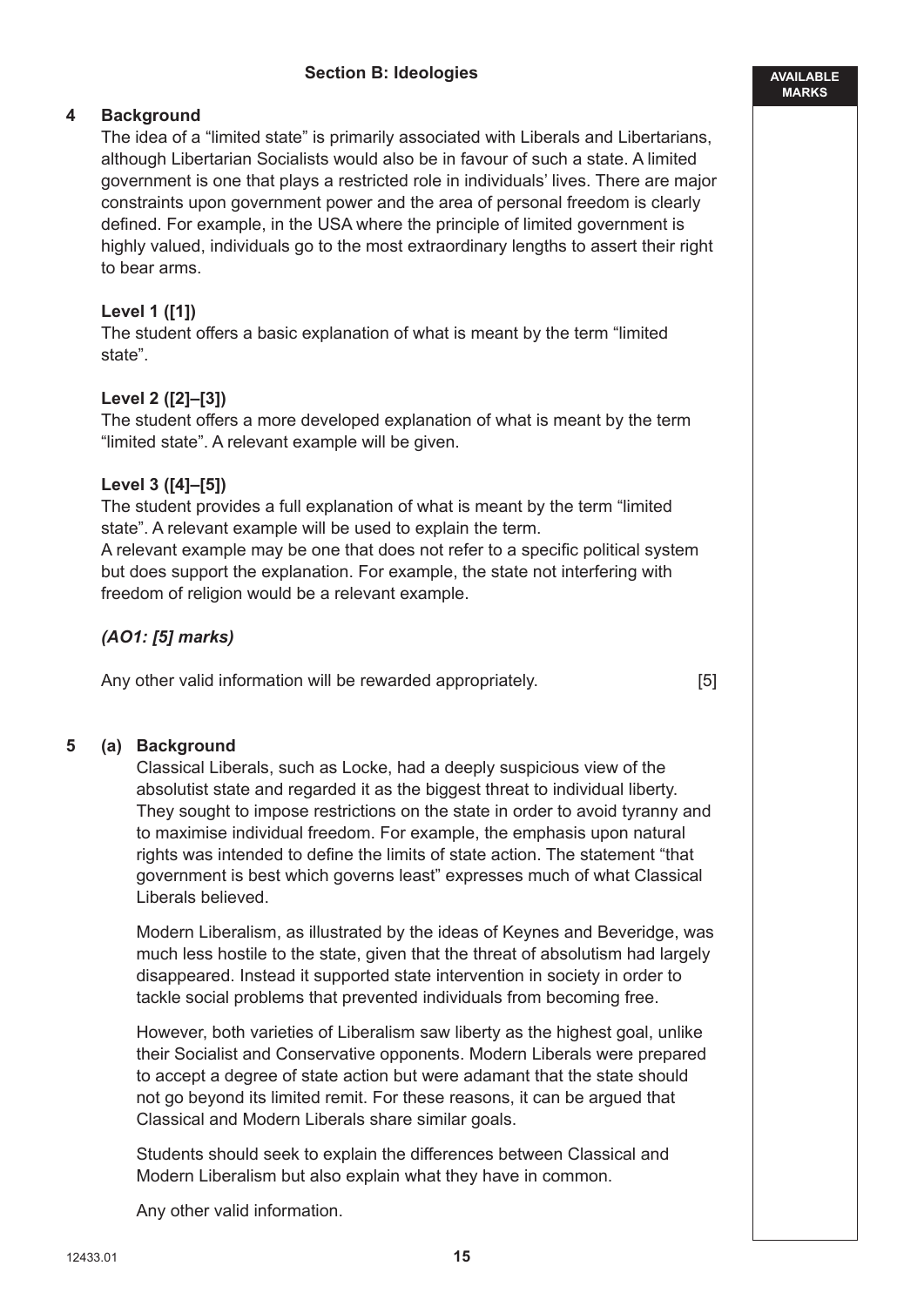## Section B: Ideologies

**AVAILABLE MARKS**

**4 Background**

The idea of a "limited state" is primarily associated with Liberals and Libertarians, although Libertarian Socialists would also be in favour of such a state. A limited government is one that plays a restricted role in individuals' lives. There are major constraints upon government power and the area of personal freedom is clearly defined. For example, in the USA where the principle of limited government is highly valued, individuals go to the most extraordinary lengths to assert their right to bear arms.

**Level 1 ([1])**

The student offers a basic explanation of what is meant by the term "limited state".

**Level 2 ([2]–[3])**

The student offers a more developed explanation of what is meant by the term "limited state". A relevant example will be given.

**Level 3 ([4]–[5])**

The student provides a full explanation of what is meant by the term "limited state". A relevant example will be used to explain the term.

A relevant example may be one that does not refer to a specific political system but does support the explanation. For example, the state not interfering with freedom of religion would be a relevant example.

***(AO1: [5] marks)***

Any other valid information will be rewarded appropriately. [5]

**5 (a) Background**

Classical Liberals, such as Locke, had a deeply suspicious view of the absolutist state and regarded it as the biggest threat to individual liberty. They sought to impose restrictions on the state in order to avoid tyranny and to maximise individual freedom. For example, the emphasis upon natural rights was intended to define the limits of state action. The statement "that government is best which governs least" expresses much of what Classical Liberals believed.

Modern Liberalism, as illustrated by the ideas of Keynes and Beveridge, was much less hostile to the state, given that the threat of absolutism had largely disappeared. Instead it supported state intervention in society in order to tackle social problems that prevented individuals from becoming free.

However, both varieties of Liberalism saw liberty as the highest goal, unlike their Socialist and Conservative opponents. Modern Liberals were prepared to accept a degree of state action but were adamant that the state should not go beyond its limited remit. For these reasons, it can be argued that Classical and Modern Liberals share similar goals.

Students should seek to explain the differences between Classical and Modern Liberalism but also explain what they have in common.

Any other valid information.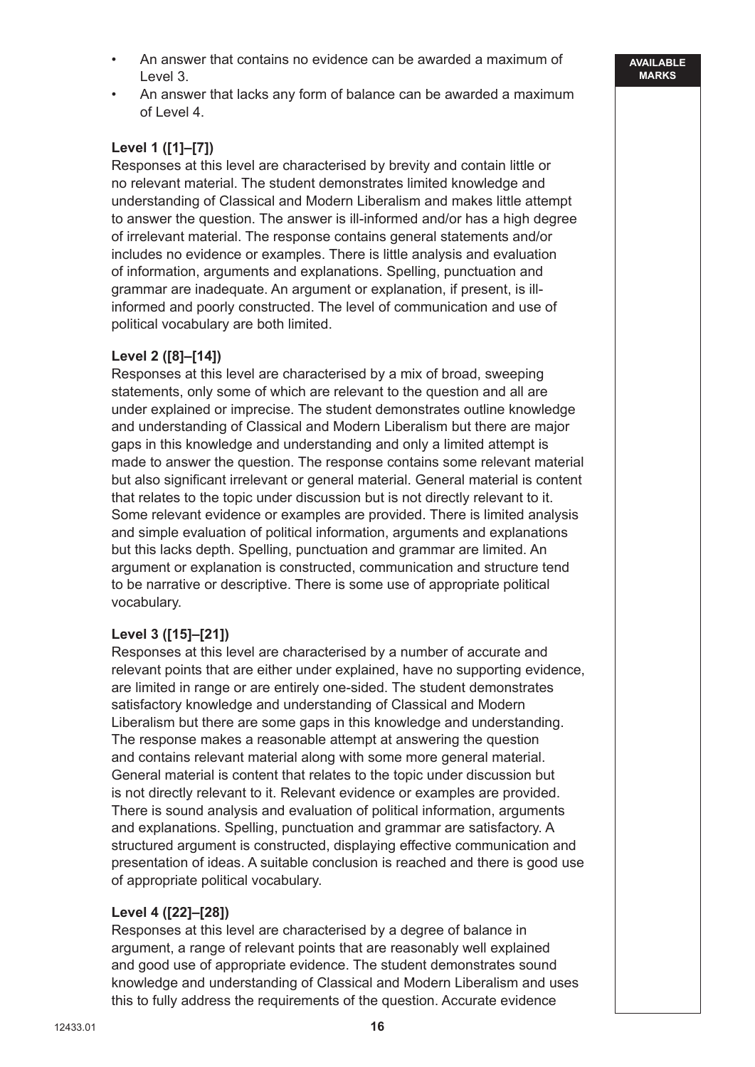- An answer that contains no evidence can be awarded a maximum of Level 3.
- An answer that lacks any form of balance can be awarded a maximum of Level 4.

**Level 1 ([1]–[7])**
Responses at this level are characterised by brevity and contain little or no relevant material. The student demonstrates limited knowledge and understanding of Classical and Modern Liberalism and makes little attempt to answer the question. The answer is ill-informed and/or has a high degree of irrelevant material. The response contains general statements and/or includes no evidence or examples. There is little analysis and evaluation of information, arguments and explanations. Spelling, punctuation and grammar are inadequate. An argument or explanation, if present, is ill-informed and poorly constructed. The level of communication and use of political vocabulary are both limited.

**Level 2 ([8]–[14])**
Responses at this level are characterised by a mix of broad, sweeping statements, only some of which are relevant to the question and all are under explained or imprecise. The student demonstrates outline knowledge and understanding of Classical and Modern Liberalism but there are major gaps in this knowledge and understanding and only a limited attempt is made to answer the question. The response contains some relevant material but also significant irrelevant or general material. General material is content that relates to the topic under discussion but is not directly relevant to it. Some relevant evidence or examples are provided. There is limited analysis and simple evaluation of political information, arguments and explanations but this lacks depth. Spelling, punctuation and grammar are limited. An argument or explanation is constructed, communication and structure tend to be narrative or descriptive. There is some use of appropriate political vocabulary.

**Level 3 ([15]–[21])**
Responses at this level are characterised by a number of accurate and relevant points that are either under explained, have no supporting evidence, are limited in range or are entirely one-sided. The student demonstrates satisfactory knowledge and understanding of Classical and Modern Liberalism but there are some gaps in this knowledge and understanding. The response makes a reasonable attempt at answering the question and contains relevant material along with some more general material. General material is content that relates to the topic under discussion but is not directly relevant to it. Relevant evidence or examples are provided. There is sound analysis and evaluation of political information, arguments and explanations. Spelling, punctuation and grammar are satisfactory. A structured argument is constructed, displaying effective communication and presentation of ideas. A suitable conclusion is reached and there is good use of appropriate political vocabulary.

**Level 4 ([22]–[28])**
Responses at this level are characterised by a degree of balance in argument, a range of relevant points that are reasonably well explained and good use of appropriate evidence. The student demonstrates sound knowledge and understanding of Classical and Modern Liberalism and uses this to fully address the requirements of the question. Accurate evidence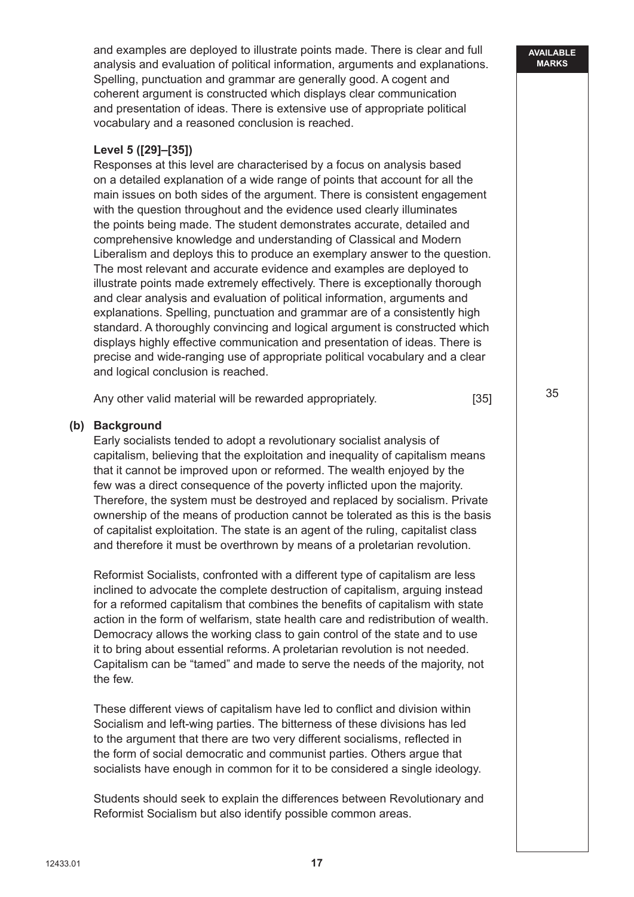and examples are deployed to illustrate points made. There is clear and full analysis and evaluation of political information, arguments and explanations. Spelling, punctuation and grammar are generally good. A cogent and coherent argument is constructed which displays clear communication and presentation of ideas. There is extensive use of appropriate political vocabulary and a reasoned conclusion is reached.

**Level 5 ([29]–[35])**

Responses at this level are characterised by a focus on analysis based on a detailed explanation of a wide range of points that account for all the main issues on both sides of the argument. There is consistent engagement with the question throughout and the evidence used clearly illuminates the points being made. The student demonstrates accurate, detailed and comprehensive knowledge and understanding of Classical and Modern Liberalism and deploys this to produce an exemplary answer to the question. The most relevant and accurate evidence and examples are deployed to illustrate points made extremely effectively. There is exceptionally thorough and clear analysis and evaluation of political information, arguments and explanations. Spelling, punctuation and grammar are of a consistently high standard. A thoroughly convincing and logical argument is constructed which displays highly effective communication and presentation of ideas. There is precise and wide-ranging use of appropriate political vocabulary and a clear and logical conclusion is reached.

Any other valid material will be rewarded appropriately. [35]

AVAILABLE MARKS: 35

**(b) Background**

Early socialists tended to adopt a revolutionary socialist analysis of capitalism, believing that the exploitation and inequality of capitalism means that it cannot be improved upon or reformed. The wealth enjoyed by the few was a direct consequence of the poverty inflicted upon the majority. Therefore, the system must be destroyed and replaced by socialism. Private ownership of the means of production cannot be tolerated as this is the basis of capitalist exploitation. The state is an agent of the ruling, capitalist class and therefore it must be overthrown by means of a proletarian revolution.

Reformist Socialists, confronted with a different type of capitalism are less inclined to advocate the complete destruction of capitalism, arguing instead for a reformed capitalism that combines the benefits of capitalism with state action in the form of welfarism, state health care and redistribution of wealth. Democracy allows the working class to gain control of the state and to use it to bring about essential reforms. A proletarian revolution is not needed. Capitalism can be "tamed" and made to serve the needs of the majority, not the few.

These different views of capitalism have led to conflict and division within Socialism and left-wing parties. The bitterness of these divisions has led to the argument that there are two very different socialisms, reflected in the form of social democratic and communist parties. Others argue that socialists have enough in common for it to be considered a single ideology.

Students should seek to explain the differences between Revolutionary and Reformist Socialism but also identify possible common areas.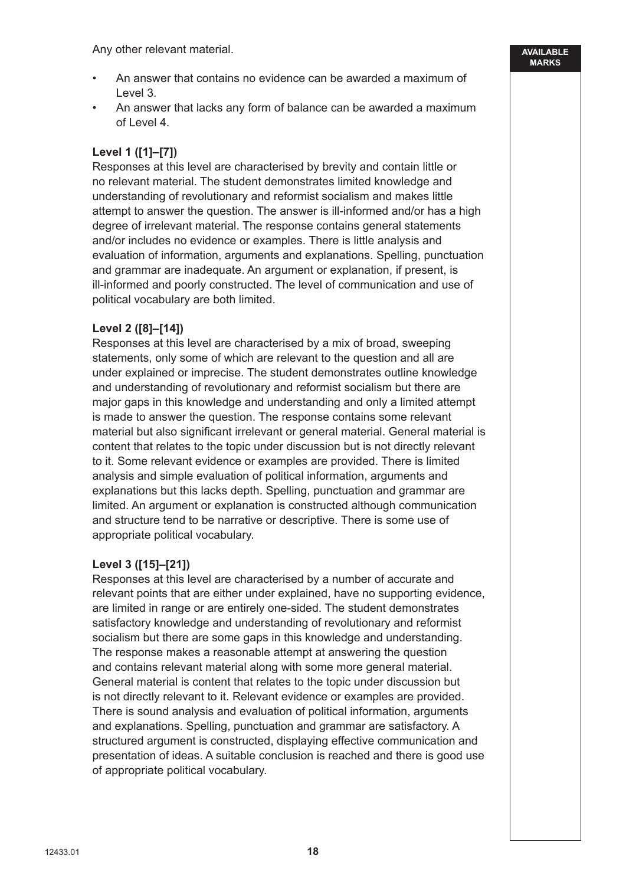Any other relevant material.

- An answer that contains no evidence can be awarded a maximum of Level 3.
- An answer that lacks any form of balance can be awarded a maximum of Level 4.

**Level 1 ([1]–[7])**
Responses at this level are characterised by brevity and contain little or no relevant material. The student demonstrates limited knowledge and understanding of revolutionary and reformist socialism and makes little attempt to answer the question. The answer is ill-informed and/or has a high degree of irrelevant material. The response contains general statements and/or includes no evidence or examples. There is little analysis and evaluation of information, arguments and explanations. Spelling, punctuation and grammar are inadequate. An argument or explanation, if present, is ill-informed and poorly constructed. The level of communication and use of political vocabulary are both limited.

**Level 2 ([8]–[14])**
Responses at this level are characterised by a mix of broad, sweeping statements, only some of which are relevant to the question and all are under explained or imprecise. The student demonstrates outline knowledge and understanding of revolutionary and reformist socialism but there are major gaps in this knowledge and understanding and only a limited attempt is made to answer the question. The response contains some relevant material but also significant irrelevant or general material. General material is content that relates to the topic under discussion but is not directly relevant to it. Some relevant evidence or examples are provided. There is limited analysis and simple evaluation of political information, arguments and explanations but this lacks depth. Spelling, punctuation and grammar are limited. An argument or explanation is constructed although communication and structure tend to be narrative or descriptive. There is some use of appropriate political vocabulary.

**Level 3 ([15]–[21])**
Responses at this level are characterised by a number of accurate and relevant points that are either under explained, have no supporting evidence, are limited in range or are entirely one-sided. The student demonstrates satisfactory knowledge and understanding of revolutionary and reformist socialism but there are some gaps in this knowledge and understanding. The response makes a reasonable attempt at answering the question and contains relevant material along with some more general material. General material is content that relates to the topic under discussion but is not directly relevant to it. Relevant evidence or examples are provided. There is sound analysis and evaluation of political information, arguments and explanations. Spelling, punctuation and grammar are satisfactory. A structured argument is constructed, displaying effective communication and presentation of ideas. A suitable conclusion is reached and there is good use of appropriate political vocabulary.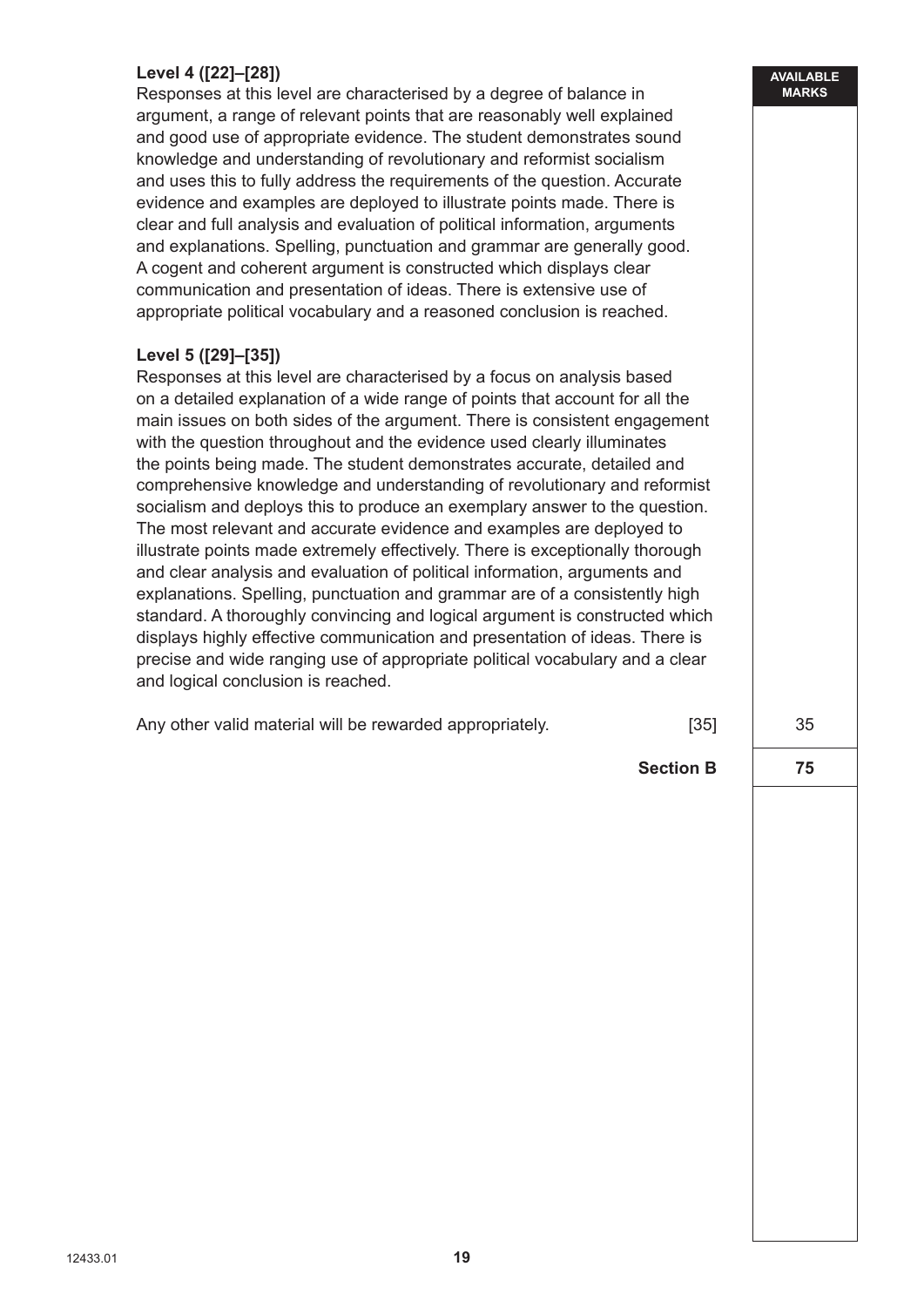**Level 4 ([22]–[28])**
Responses at this level are characterised by a degree of balance in argument, a range of relevant points that are reasonably well explained and good use of appropriate evidence. The student demonstrates sound knowledge and understanding of revolutionary and reformist socialism and uses this to fully address the requirements of the question. Accurate evidence and examples are deployed to illustrate points made. There is clear and full analysis and evaluation of political information, arguments and explanations. Spelling, punctuation and grammar are generally good. A cogent and coherent argument is constructed which displays clear communication and presentation of ideas. There is extensive use of appropriate political vocabulary and a reasoned conclusion is reached.

**Level 5 ([29]–[35])**
Responses at this level are characterised by a focus on analysis based on a detailed explanation of a wide range of points that account for all the main issues on both sides of the argument. There is consistent engagement with the question throughout and the evidence used clearly illuminates the points being made. The student demonstrates accurate, detailed and comprehensive knowledge and understanding of revolutionary and reformist socialism and deploys this to produce an exemplary answer to the question. The most relevant and accurate evidence and examples are deployed to illustrate points made extremely effectively. There is exceptionally thorough and clear analysis and evaluation of political information, arguments and explanations. Spelling, punctuation and grammar are of a consistently high standard. A thoroughly convincing and logical argument is constructed which displays highly effective communication and presentation of ideas. There is precise and wide ranging use of appropriate political vocabulary and a clear and logical conclusion is reached.

Any other valid material will be rewarded appropriately. [35]

| | AVAILABLE MARKS |
|---|---|
| | 35 |
| **Section B** | **75** |